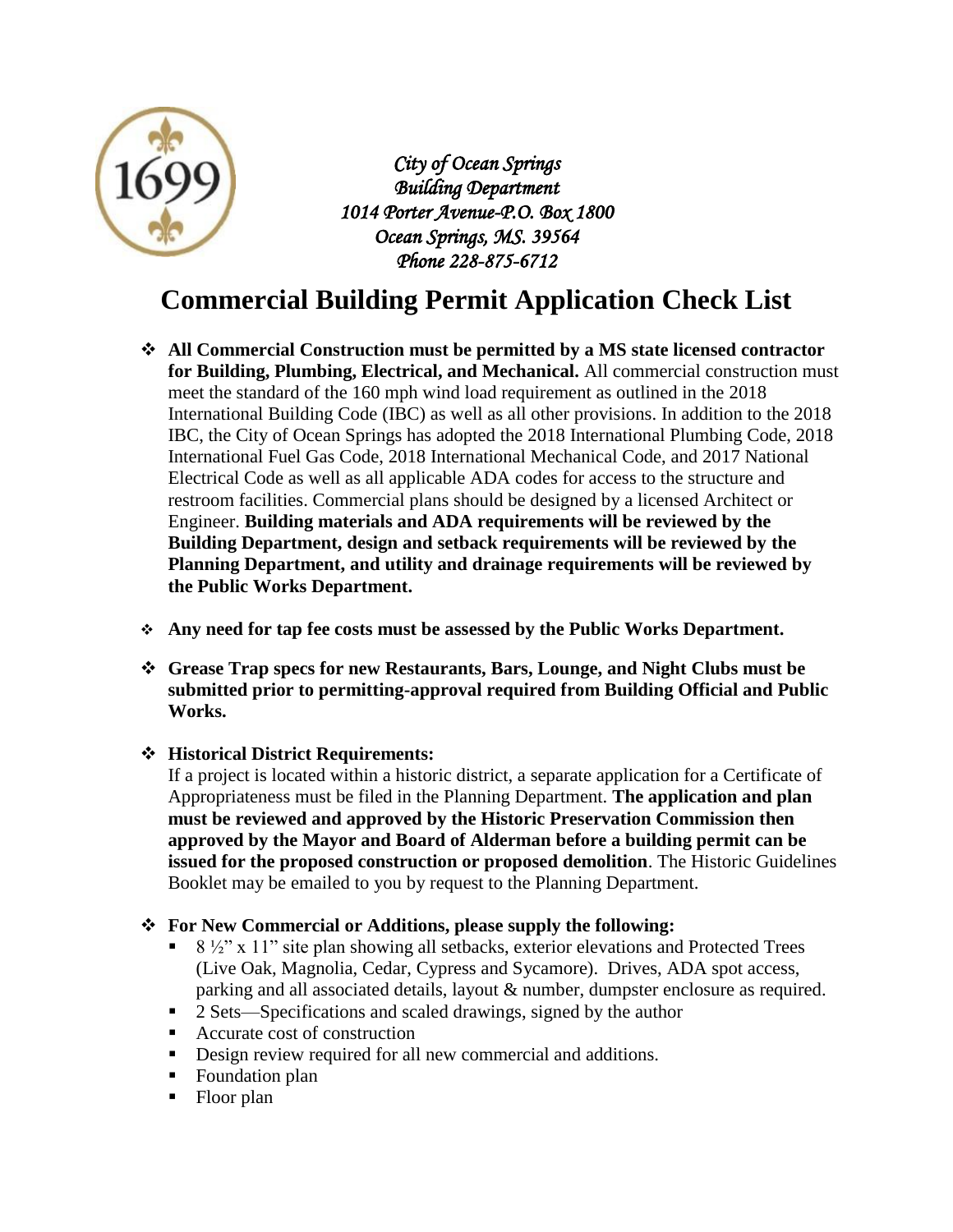*City of Ocean Springs*
*Building Department*
*1014 Porter Avenue-P.O. Box 1800*
*Ocean Springs, MS. 39564*
*Phone 228-875-6712*

# Commercial Building Permit Application Check List

- **All Commercial Construction must be permitted by a MS state licensed contractor for Building, Plumbing, Electrical, and Mechanical.** All commercial construction must meet the standard of the 160 mph wind load requirement as outlined in the 2018 International Building Code (IBC) as well as all other provisions. In addition to the 2018 IBC, the City of Ocean Springs has adopted the 2018 International Plumbing Code, 2018 International Fuel Gas Code, 2018 International Mechanical Code, and 2017 National Electrical Code as well as all applicable ADA codes for access to the structure and restroom facilities. Commercial plans should be designed by a licensed Architect or Engineer. **Building materials and ADA requirements will be reviewed by the Building Department, design and setback requirements will be reviewed by the Planning Department, and utility and drainage requirements will be reviewed by the Public Works Department.**

- **Any need for tap fee costs must be assessed by the Public Works Department.**

- **Grease Trap specs for new Restaurants, Bars, Lounge, and Night Clubs must be submitted prior to permitting-approval required from Building Official and Public Works.**

- **Historical District Requirements:**
  If a project is located within a historic district, a separate application for a Certificate of Appropriateness must be filed in the Planning Department. **The application and plan must be reviewed and approved by the Historic Preservation Commission then approved by the Mayor and Board of Alderman before a building permit can be issued for the proposed construction or proposed demolition**. The Historic Guidelines Booklet may be emailed to you by request to the Planning Department.

- **For New Commercial or Additions, please supply the following:**
  - 8 ½" x 11" site plan showing all setbacks, exterior elevations and Protected Trees (Live Oak, Magnolia, Cedar, Cypress and Sycamore). Drives, ADA spot access, parking and all associated details, layout & number, dumpster enclosure as required.
  - 2 Sets—Specifications and scaled drawings, signed by the author
  - Accurate cost of construction
  - Design review required for all new commercial and additions.
  - Foundation plan
  - Floor plan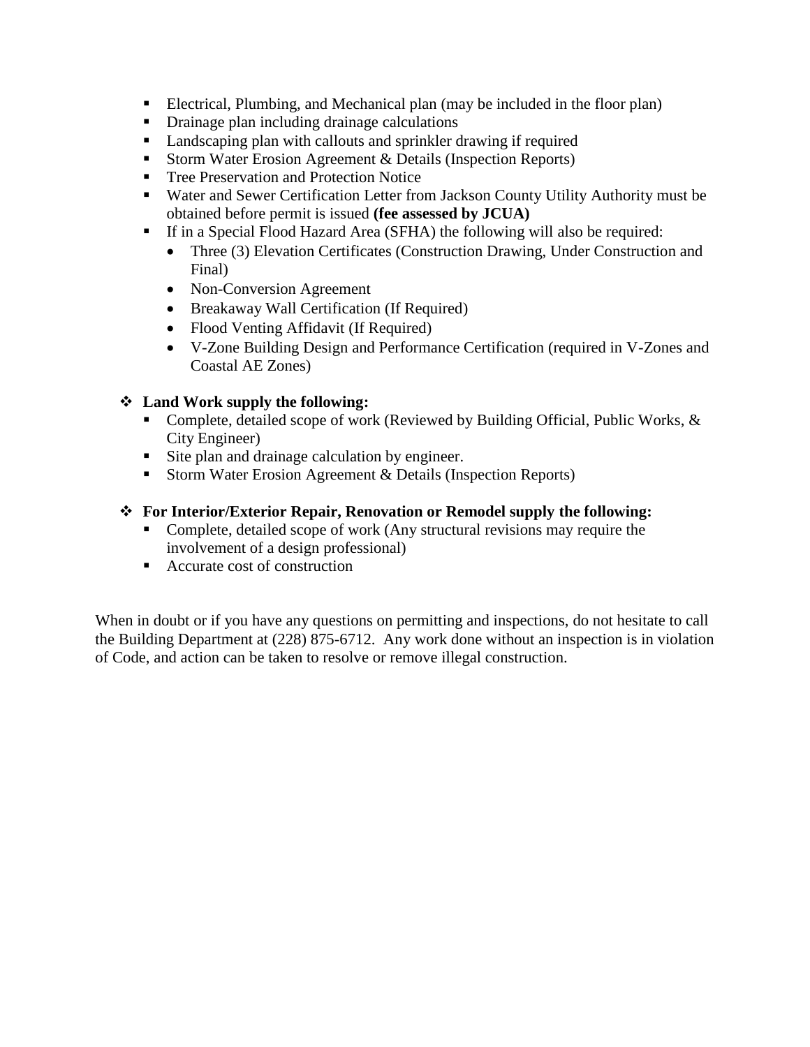- Electrical, Plumbing, and Mechanical plan (may be included in the floor plan)
- Drainage plan including drainage calculations
- Landscaping plan with callouts and sprinkler drawing if required
- Storm Water Erosion Agreement & Details (Inspection Reports)
- Tree Preservation and Protection Notice
- Water and Sewer Certification Letter from Jackson County Utility Authority must be obtained before permit is issued **(fee assessed by JCUA)**
- If in a Special Flood Hazard Area (SFHA) the following will also be required:
  - Three (3) Elevation Certificates (Construction Drawing, Under Construction and Final)
  - Non-Conversion Agreement
  - Breakaway Wall Certification (If Required)
  - Flood Venting Affidavit (If Required)
  - V-Zone Building Design and Performance Certification (required in V-Zones and Coastal AE Zones)

- **Land Work supply the following:**
  - Complete, detailed scope of work (Reviewed by Building Official, Public Works, & City Engineer)
  - Site plan and drainage calculation by engineer.
  - Storm Water Erosion Agreement & Details (Inspection Reports)

- **For Interior/Exterior Repair, Renovation or Remodel supply the following:**
  - Complete, detailed scope of work (Any structural revisions may require the involvement of a design professional)
  - Accurate cost of construction

When in doubt or if you have any questions on permitting and inspections, do not hesitate to call the Building Department at (228) 875-6712. Any work done without an inspection is in violation of Code, and action can be taken to resolve or remove illegal construction.